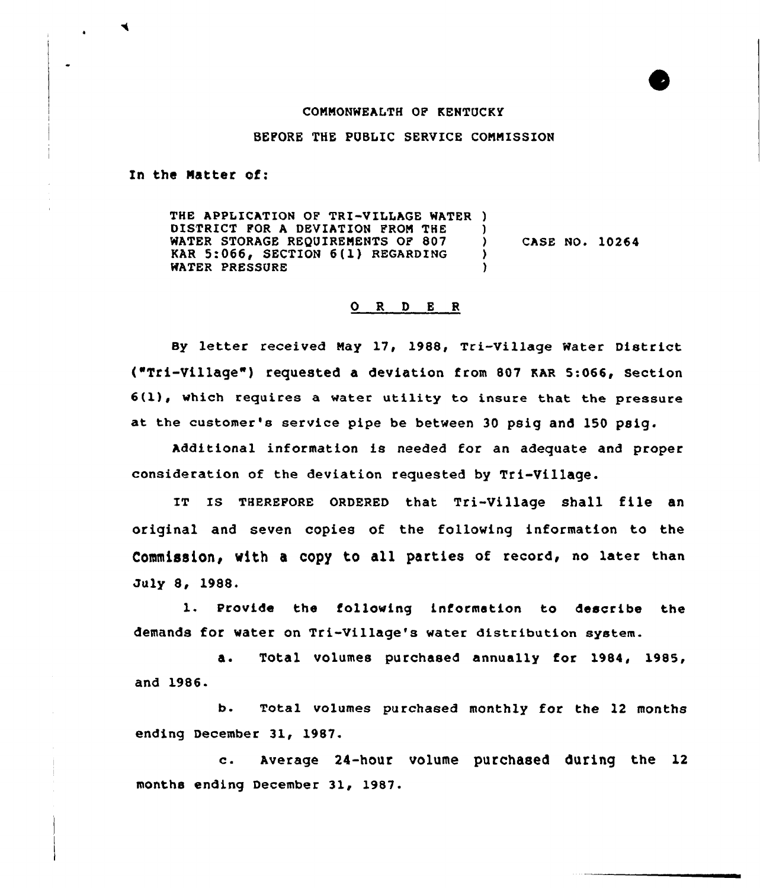COMMONWEALTH OF KENTUCKY

BEFORE THE PUBLIC SERVICE COMMISSION

In the Matter of:

| | | |
|---|---|---|
| THE APPLICATION OF TRI-VILLAGE WATER DISTRICT FOR A DEVIATION FROM THE WATER STORAGE REQUIREMENTS OF 807 KAR 5:066, SECTION 6(1) REGARDING WATER PRESSURE | ) ) ) ) ) | CASE NO. 10264 |

## O R D E R

By letter received May 17, 1988, Tri-Village Water District ("Tri-Village") requested a deviation from 807 KAR 5:066, Section 6(1), which requires a water utility to insure that the pressure at the customer's service pipe be between 30 psig and 150 psig.

Additional information is needed for an adequate and proper consideration of the deviation requested by Tri-Village.

IT IS THEREFORE ORDERED that Tri-Village shall file an original and seven copies of the following information to the Commission, with a copy to all parties of record, no later than July 8, 1988.

1. Provide the following information to describe the demands for water on Tri-Village's water distribution system.

   a. Total volumes purchased annually for 1984, 1985, and 1986.

   b. Total volumes purchased monthly for the 12 months ending December 31, 1987.

   c. Average 24-hour volume purchased during the 12 months ending December 31, 1987.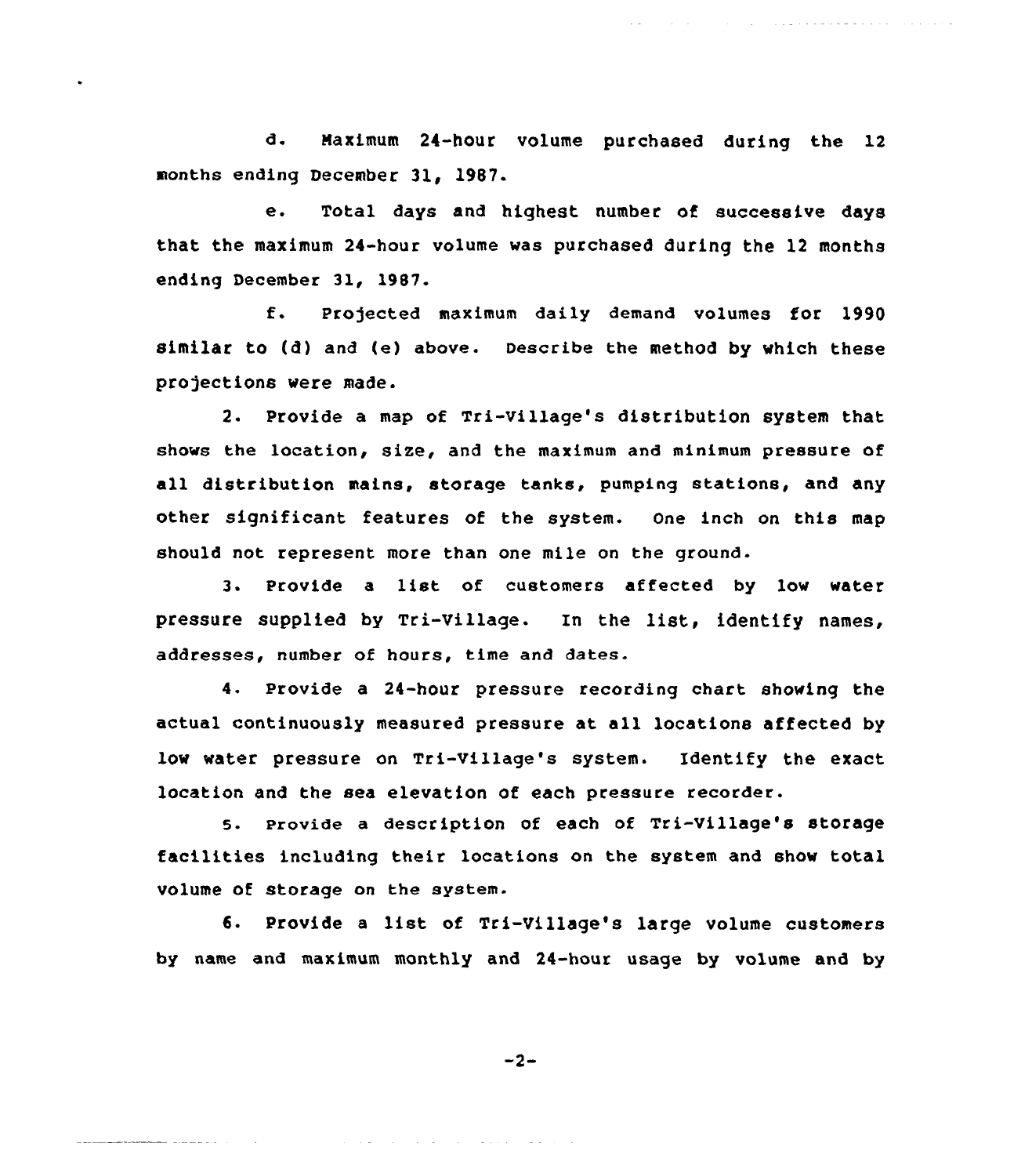d. Maximum 24-hour volume purchased during the 12 months ending December 31, 1987.

e. Total days and highest number of successive days that the maximum 24-hour volume was purchased during the 12 months ending December 31, 1987.

f. Projected maximum daily demand volumes for 1990 similar to (d) and (e) above. Describe the method by which these projections were made.

2. Provide a map of Tri-Village's distribution system that shows the location, size, and the maximum and minimum pressure of all distribution mains, storage tanks, pumping stations, and any other significant features of the system. One inch on this map should not represent more than one mile on the ground.

3. Provide a list of customers affected by low water pressure supplied by Tri-Village. In the list, identify names, addresses, number of hours, time and dates.

4. Provide a 24-hour pressure recording chart showing the actual continuously measured pressure at all locations affected by low water pressure on Tri-Village's system. Identify the exact location and the sea elevation of each pressure recorder.

5. Provide a description of each of Tri-Village's storage facilities including their locations on the system and show total volume of storage on the system.

6. Provide a list of Tri-Village's large volume customers by name and maximum monthly and 24-hour usage by volume and by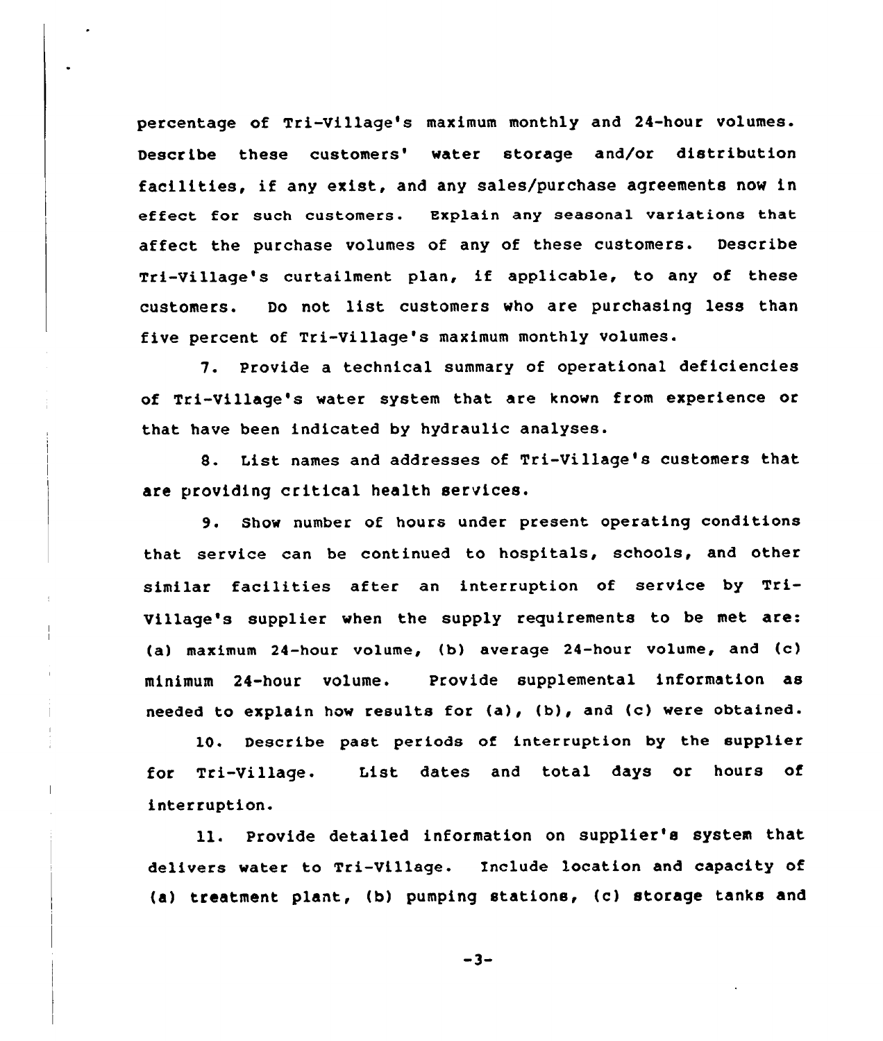percentage of Tri-Village's maximum monthly and 24-hour volumes. Describe these customers' water storage and/or distribution facilities, if any exist, and any sales/purchase agreements now in effect for such customers. Explain any seasonal variations that affect the purchase volumes of any of these customers. Describe Tri-Village's curtailment plan, if applicable, to any of these customers. Do not list customers who are purchasing less than five percent of Tri-Village's maximum monthly volumes.

7. Provide a technical summary of operational deficiencies of Tri-Village's water system that are known from experience or that have been indicated by hydraulic analyses.

8. List names and addresses of Tri-Village's customers that are providing critical health services.

9. Show number of hours under present operating conditions that service can be continued to hospitals, schools, and other similar facilities after an interruption of service by Tri-Village's supplier when the supply requirements to be met are: (a) maximum 24-hour volume, (b) average 24-hour volume, and (c) minimum 24-hour volume. Provide supplemental information as needed to explain how results for (a), (b), and (c) were obtained.

10. Describe past periods of interruption by the supplier for Tri-Village. List dates and total days or hours of interruption.

11. Provide detailed information on supplier's system that delivers water to Tri-Village. Include location and capacity of (a) treatment plant, (b) pumping stations, (c) storage tanks and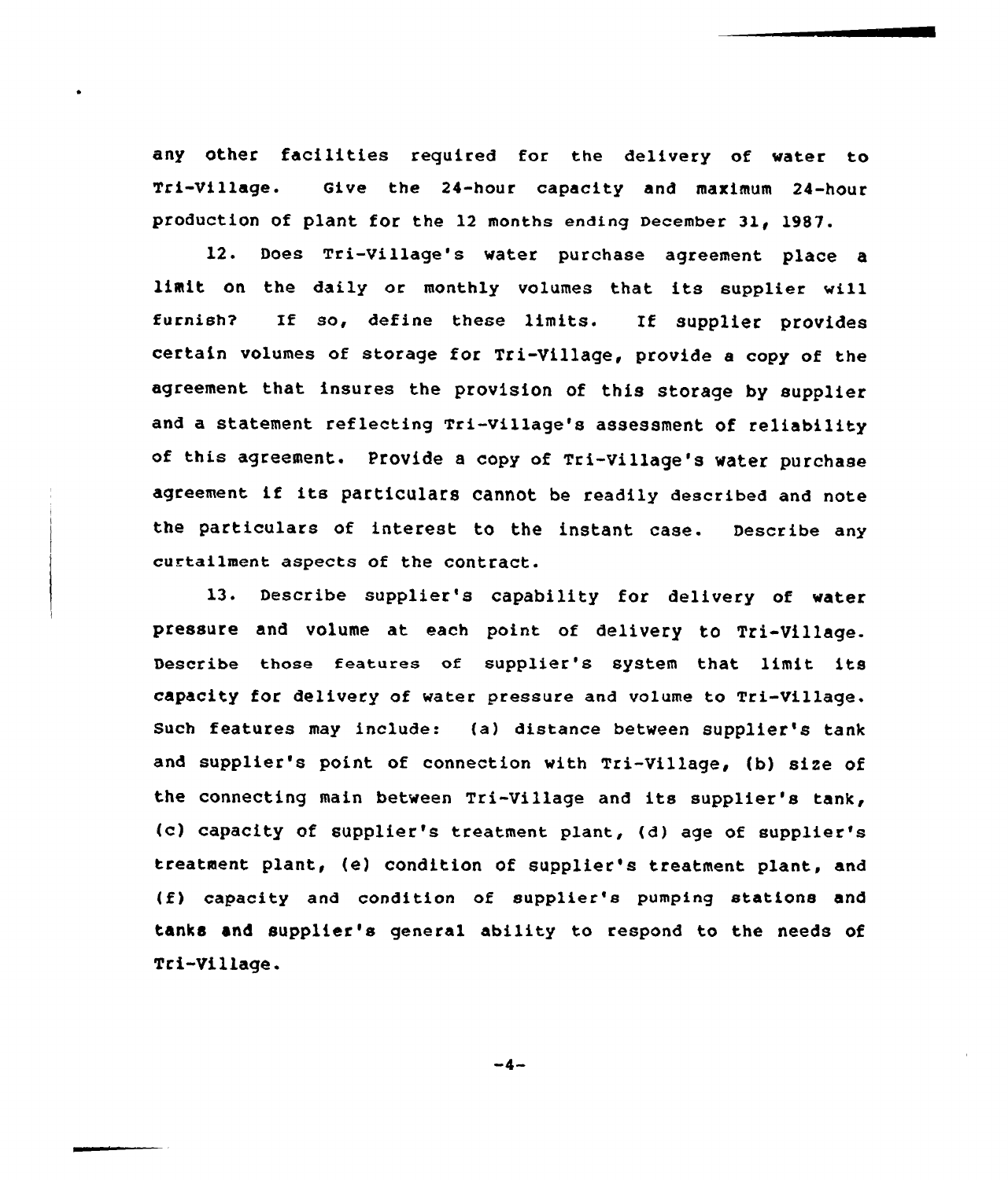any other facilities required for the delivery of water to Tri-Village. Give the 24-hour capacity and maximum 24-hour production of plant for the 12 months ending December 31, 1987.

12. Does Tri-Village's water purchase agreement place a limit on the daily or monthly volumes that its supplier will furnish? If so, define these limits. If supplier provides certain volumes of storage for Tri-Village, provide a copy of the agreement that insures the provision of this storage by supplier and a statement reflecting Tri-Village's assessment of reliability of this agreement. Provide a copy of Tri-Village's water purchase agreement if its particulars cannot be readily described and note the particulars of interest to the instant case. Describe any curtailment aspects of the contract.

13. Describe supplier's capability for delivery of water pressure and volume at each point of delivery to Tri-Village. Describe those features of supplier's system that limit its capacity for delivery of water pressure and volume to Tri-Village. Such features may include: (a) distance between supplier's tank and supplier's point of connection with Tri-Village, (b) size of the connecting main between Tri-Village and its supplier's tank, (c) capacity of supplier's treatment plant, (d) age of supplier's treatment plant, (e) condition of supplier's treatment plant, and (f) capacity and condition of supplier's pumping stations and tanks and supplier's general ability to respond to the needs of Tri-Village.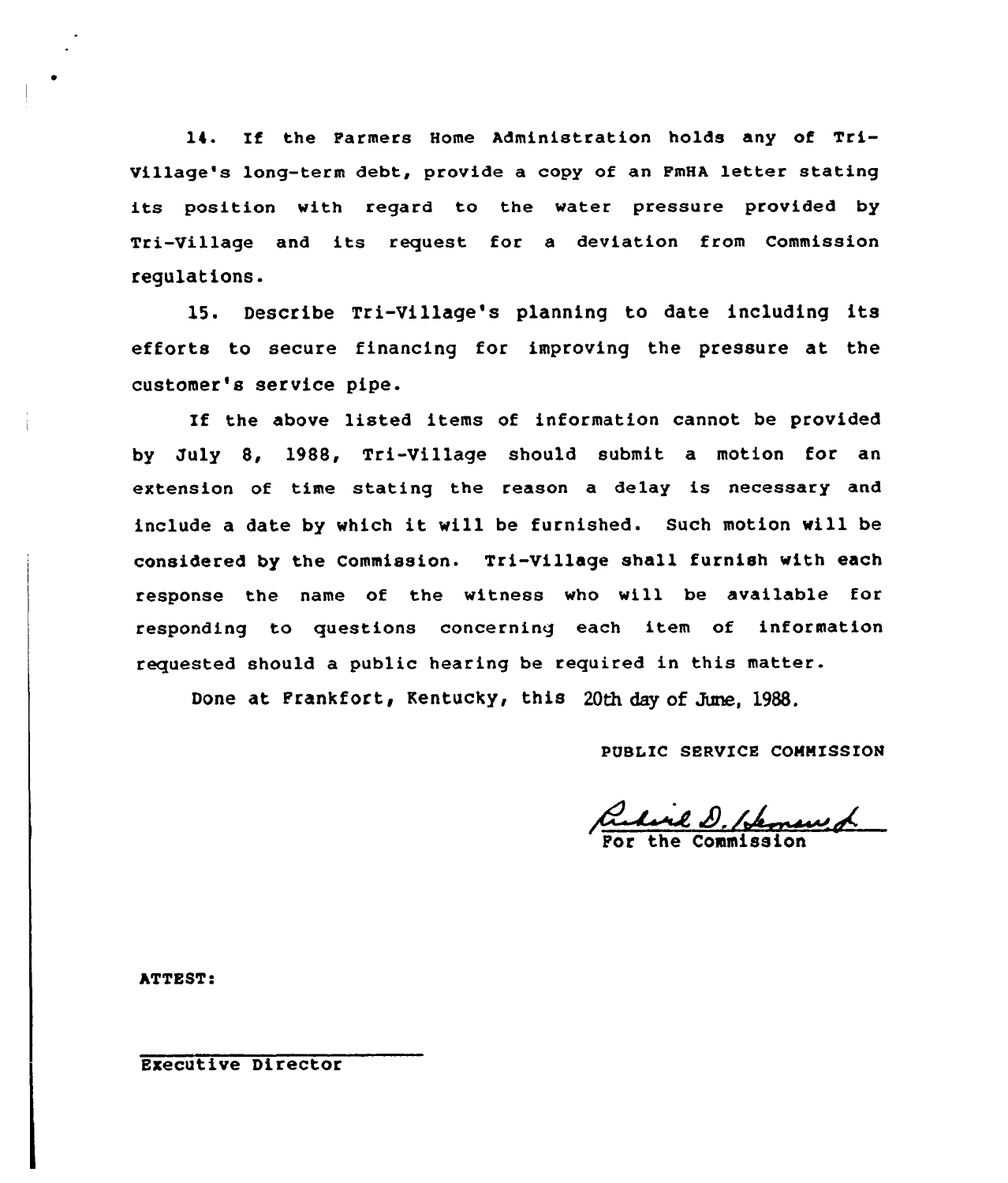14. If the Farmers Home Administration holds any of Tri-Village's long-term debt, provide a copy of an FmHA letter stating its position with regard to the water pressure provided by Tri-Village and its request for a deviation from Commission regulations.

15. Describe Tri-Village's planning to date including its efforts to secure financing for improving the pressure at the customer's service pipe.

If the above listed items of information cannot be provided by July 8, 1988, Tri-Village should submit a motion for an extension of time stating the reason a delay is necessary and include a date by which it will be furnished. Such motion will be considered by the Commission. Tri-Village shall furnish with each response the name of the witness who will be available for responding to questions concerning each item of information requested should a public hearing be required in this matter.

Done at Frankfort, Kentucky, this 20th day of June, 1988.

PUBLIC SERVICE COMMISSION

For the Commission

ATTEST:

Executive Director